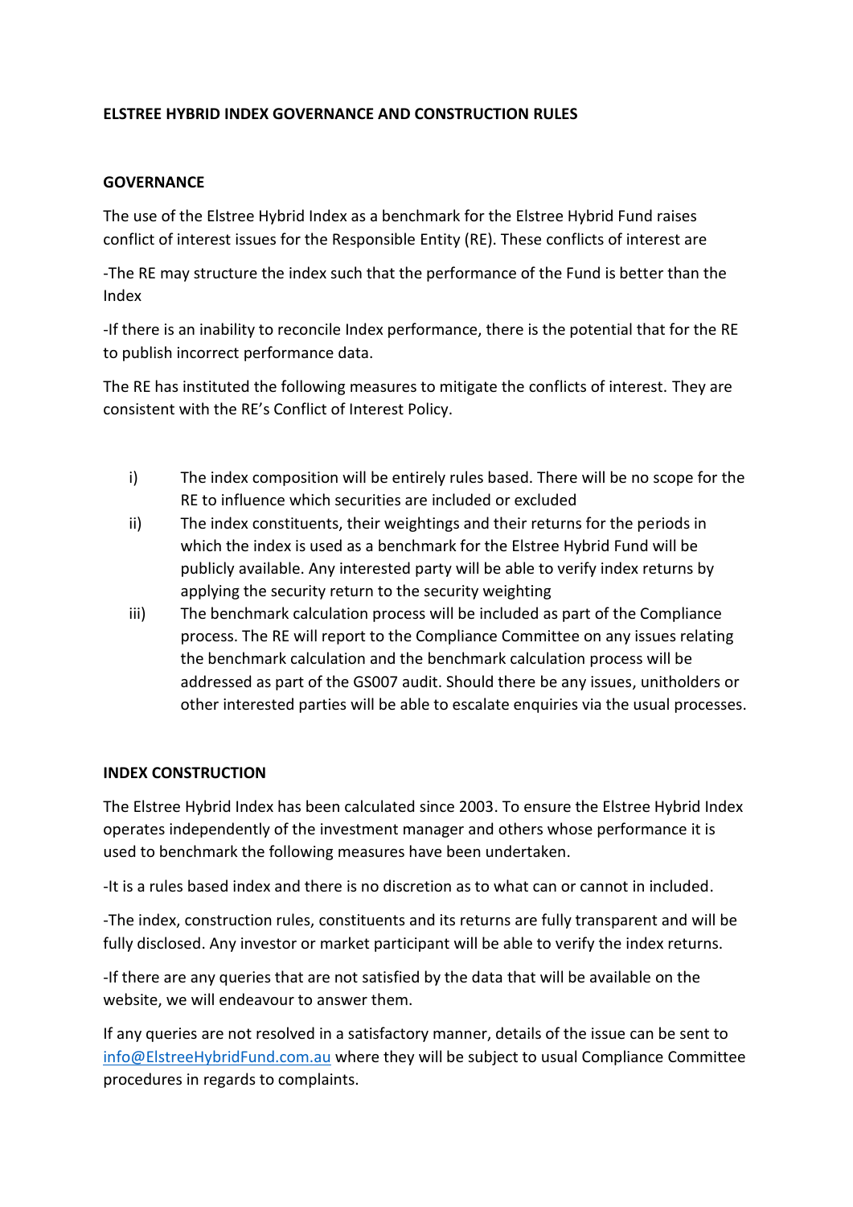# ELSTREE HYBRID INDEX GOVERNANCE AND CONSTRUCTION RULES

## GOVERNANCE

The use of the Elstree Hybrid Index as a benchmark for the Elstree Hybrid Fund raises conflict of interest issues for the Responsible Entity (RE). These conflicts of interest are

-The RE may structure the index such that the performance of the Fund is better than the Index

-If there is an inability to reconcile Index performance, there is the potential that for the RE to publish incorrect performance data.

The RE has instituted the following measures to mitigate the conflicts of interest. They are consistent with the RE's Conflict of Interest Policy.

i) The index composition will be entirely rules based. There will be no scope for the RE to influence which securities are included or excluded

ii) The index constituents, their weightings and their returns for the periods in which the index is used as a benchmark for the Elstree Hybrid Fund will be publicly available. Any interested party will be able to verify index returns by applying the security return to the security weighting

iii) The benchmark calculation process will be included as part of the Compliance process. The RE will report to the Compliance Committee on any issues relating the benchmark calculation and the benchmark calculation process will be addressed as part of the GS007 audit. Should there be any issues, unitholders or other interested parties will be able to escalate enquiries via the usual processes.

## INDEX CONSTRUCTION

The Elstree Hybrid Index has been calculated since 2003. To ensure the Elstree Hybrid Index operates independently of the investment manager and others whose performance it is used to benchmark the following measures have been undertaken.

-It is a rules based index and there is no discretion as to what can or cannot in included.

-The index, construction rules, constituents and its returns are fully transparent and will be fully disclosed. Any investor or market participant will be able to verify the index returns.

-If there are any queries that are not satisfied by the data that will be available on the website, we will endeavour to answer them.

If any queries are not resolved in a satisfactory manner, details of the issue can be sent to [info@ElstreeHybridFund.com.au](mailto:info@ElstreeHybridFund.com.au) where they will be subject to usual Compliance Committee procedures in regards to complaints.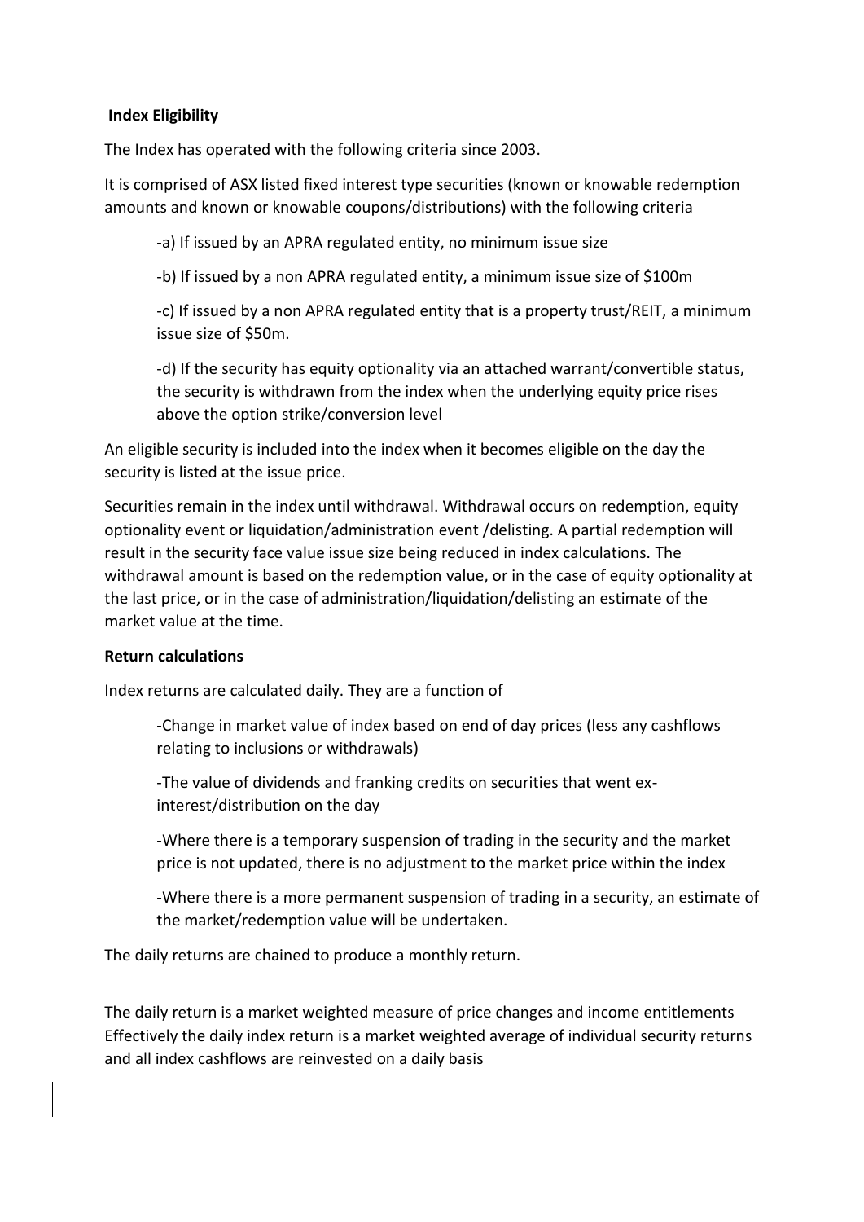**Index Eligibility**

The Index has operated with the following criteria since 2003.

It is comprised of ASX listed fixed interest type securities (known or knowable redemption amounts and known or knowable coupons/distributions) with the following criteria

-a) If issued by an APRA regulated entity, no minimum issue size

-b) If issued by a non APRA regulated entity, a minimum issue size of $100m

-c) If issued by a non APRA regulated entity that is a property trust/REIT, a minimum issue size of $50m.

-d) If the security has equity optionality via an attached warrant/convertible status, the security is withdrawn from the index when the underlying equity price rises above the option strike/conversion level

An eligible security is included into the index when it becomes eligible on the day the security is listed at the issue price.

Securities remain in the index until withdrawal. Withdrawal occurs on redemption, equity optionality event or liquidation/administration event /delisting. A partial redemption will result in the security face value issue size being reduced in index calculations. The withdrawal amount is based on the redemption value, or in the case of equity optionality at the last price, or in the case of administration/liquidation/delisting an estimate of the market value at the time.

**Return calculations**

Index returns are calculated daily. They are a function of

-Change in market value of index based on end of day prices (less any cashflows relating to inclusions or withdrawals)

-The value of dividends and franking credits on securities that went ex-interest/distribution on the day

-Where there is a temporary suspension of trading in the security and the market price is not updated, there is no adjustment to the market price within the index

-Where there is a more permanent suspension of trading in a security, an estimate of the market/redemption value will be undertaken.

The daily returns are chained to produce a monthly return.

The daily return is a market weighted measure of price changes and income entitlements Effectively the daily index return is a market weighted average of individual security returns and all index cashflows are reinvested on a daily basis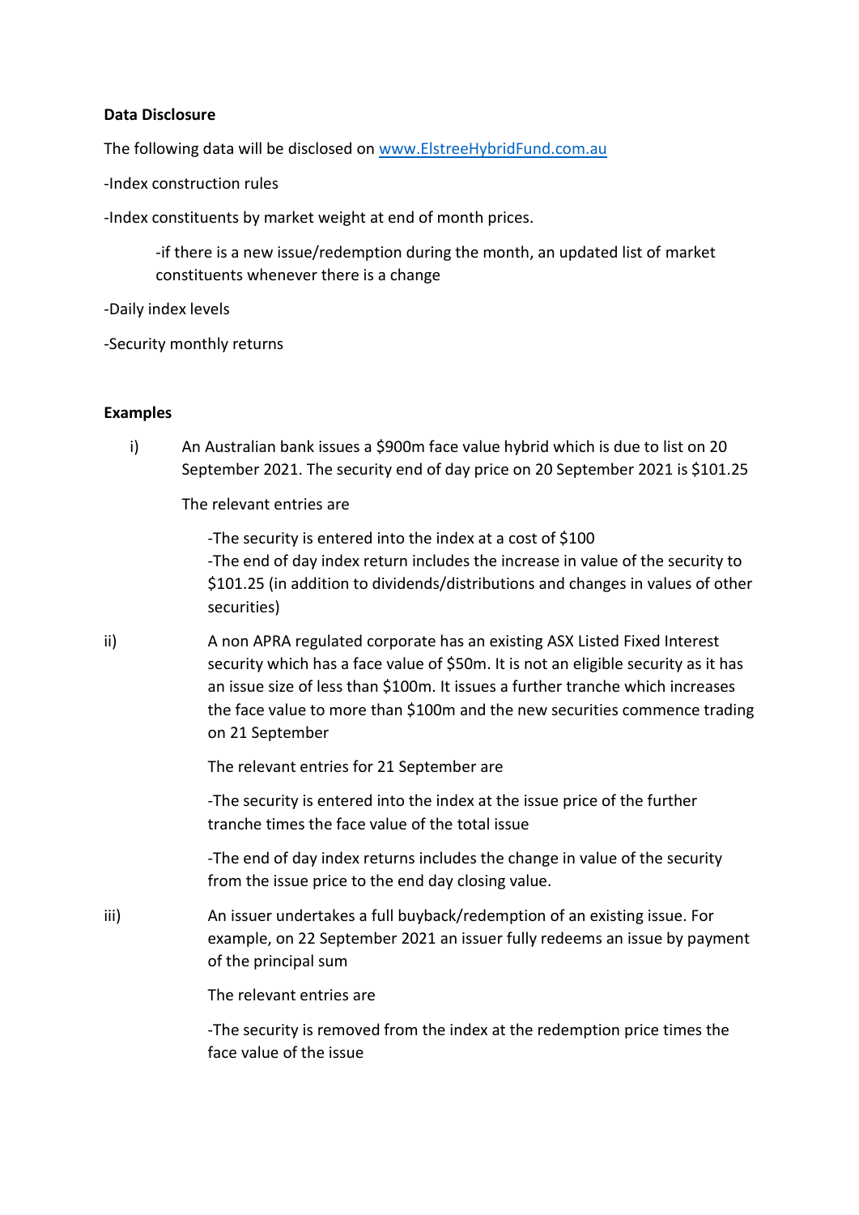**Data Disclosure**

The following data will be disclosed on www.ElstreeHybridFund.com.au

-Index construction rules

-Index constituents by market weight at end of month prices.

> -if there is a new issue/redemption during the month, an updated list of market constituents whenever there is a change

-Daily index levels

-Security monthly returns

**Examples**

i) An Australian bank issues a $900m face value hybrid which is due to list on 20 September 2021. The security end of day price on 20 September 2021 is $101.25

The relevant entries are

-The security is entered into the index at a cost of $100
-The end of day index return includes the increase in value of the security to $101.25 (in addition to dividends/distributions and changes in values of other securities)

ii) A non APRA regulated corporate has an existing ASX Listed Fixed Interest security which has a face value of $50m. It is not an eligible security as it has an issue size of less than $100m. It issues a further tranche which increases the face value to more than $100m and the new securities commence trading on 21 September

The relevant entries for 21 September are

-The security is entered into the index at the issue price of the further tranche times the face value of the total issue

-The end of day index returns includes the change in value of the security from the issue price to the end day closing value.

iii) An issuer undertakes a full buyback/redemption of an existing issue. For example, on 22 September 2021 an issuer fully redeems an issue by payment of the principal sum

The relevant entries are

-The security is removed from the index at the redemption price times the face value of the issue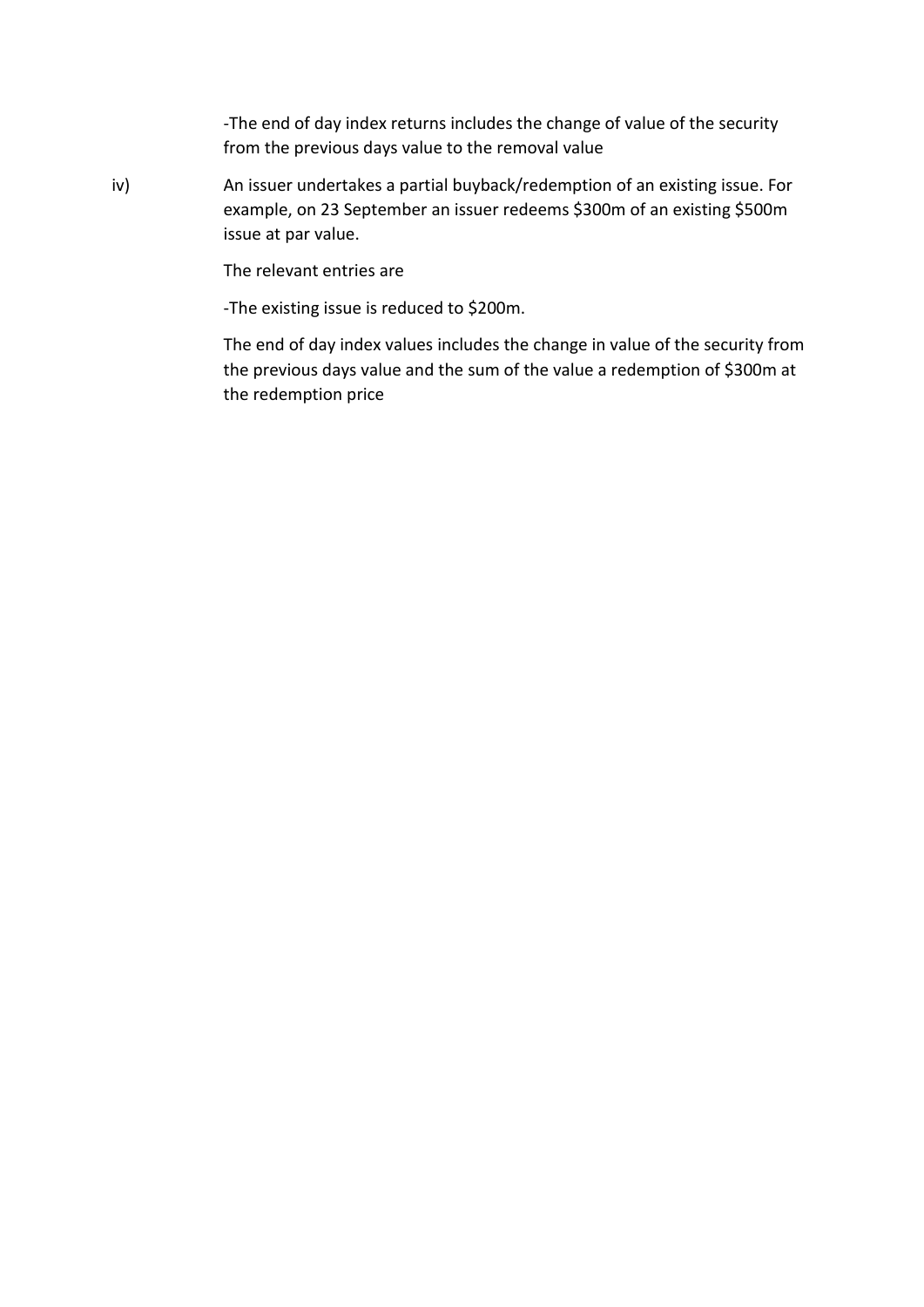-The end of day index returns includes the change of value of the security from the previous days value to the removal value

iv) An issuer undertakes a partial buyback/redemption of an existing issue. For example, on 23 September an issuer redeems $300m of an existing $500m issue at par value.

The relevant entries are

-The existing issue is reduced to $200m.

The end of day index values includes the change in value of the security from the previous days value and the sum of the value a redemption of $300m at the redemption price